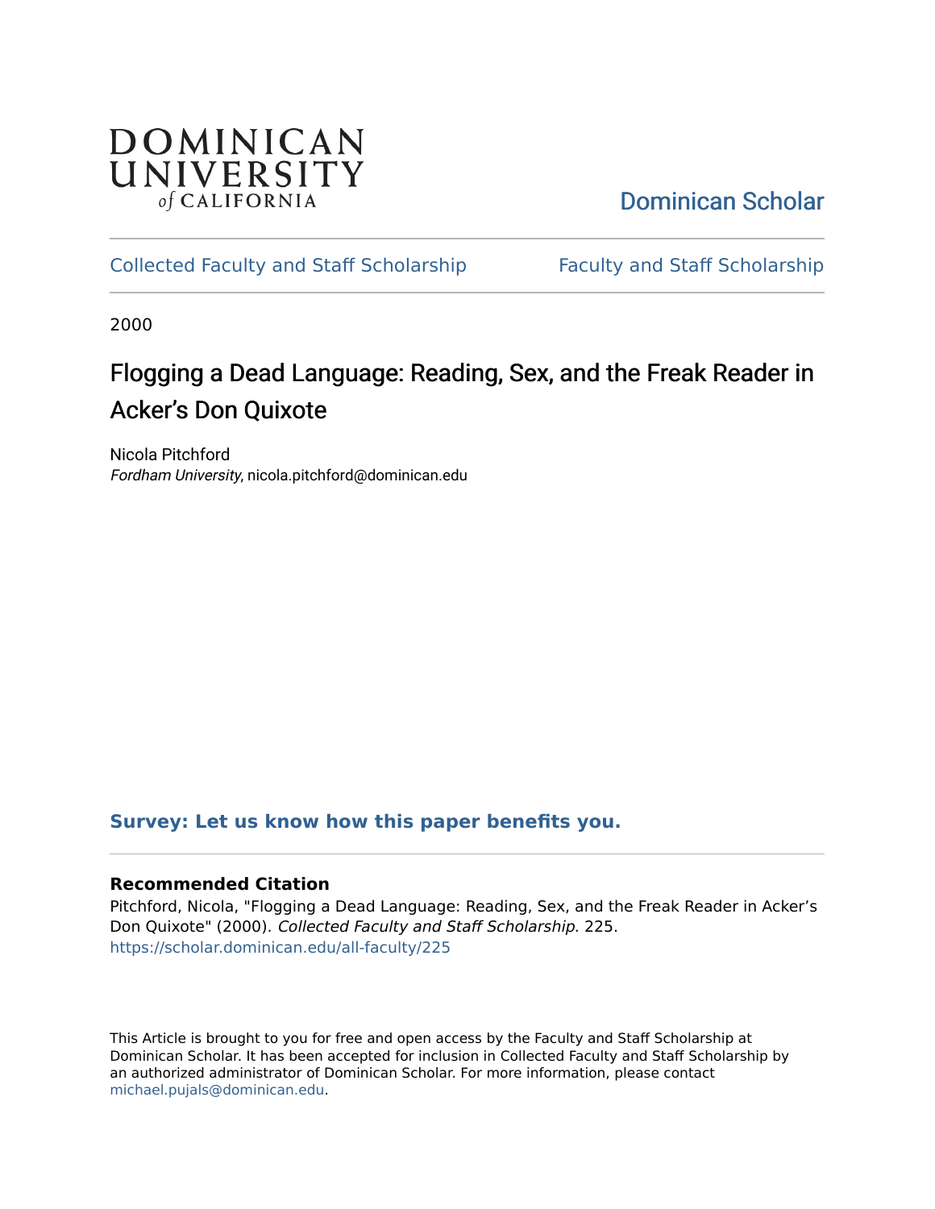DOMINICAN UNIVERSITY *of* CALIFORNIA

Dominican Scholar

Collected Faculty and Staff Scholarship | Faculty and Staff Scholarship

2000

# Flogging a Dead Language: Reading, Sex, and the Freak Reader in Acker's Don Quixote

Nicola Pitchford
*Fordham University*, nicola.pitchford@dominican.edu

**Survey: Let us know how this paper benefits you.**

### Recommended Citation

Pitchford, Nicola, "Flogging a Dead Language: Reading, Sex, and the Freak Reader in Acker's Don Quixote" (2000). *Collected Faculty and Staff Scholarship*. 225.
https://scholar.dominican.edu/all-faculty/225

This Article is brought to you for free and open access by the Faculty and Staff Scholarship at Dominican Scholar. It has been accepted for inclusion in Collected Faculty and Staff Scholarship by an authorized administrator of Dominican Scholar. For more information, please contact michael.pujals@dominican.edu.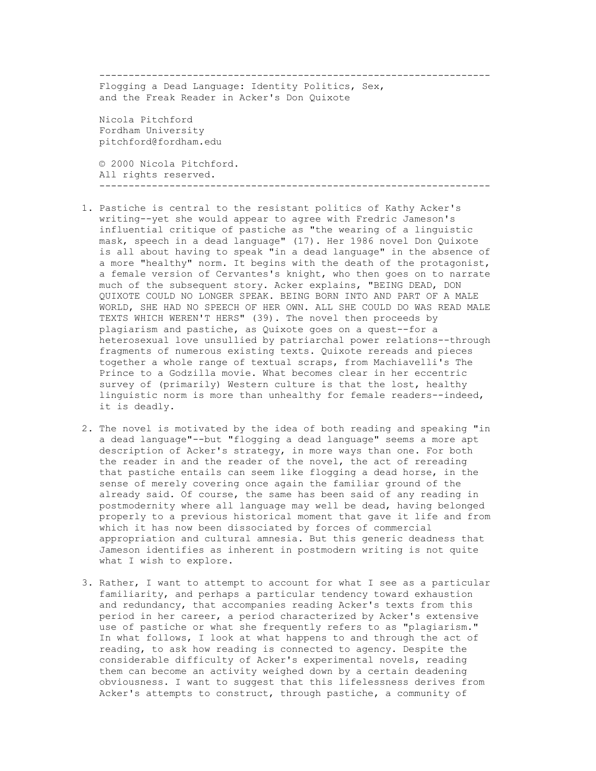Flogging a Dead Language: Identity Politics, Sex, and the Freak Reader in Acker's Don Quixote

Nicola Pitchford
Fordham University
pitchford@fordham.edu

© 2000 Nicola Pitchford.
All rights reserved.

1. Pastiche is central to the resistant politics of Kathy Acker's writing--yet she would appear to agree with Fredric Jameson's influential critique of pastiche as "the wearing of a linguistic mask, speech in a dead language" (17). Her 1986 novel Don Quixote is all about having to speak "in a dead language" in the absence of a more "healthy" norm. It begins with the death of the protagonist, a female version of Cervantes's knight, who then goes on to narrate much of the subsequent story. Acker explains, "BEING DEAD, DON QUIXOTE COULD NO LONGER SPEAK. BEING BORN INTO AND PART OF A MALE WORLD, SHE HAD NO SPEECH OF HER OWN. ALL SHE COULD DO WAS READ MALE TEXTS WHICH WEREN'T HERS" (39). The novel then proceeds by plagiarism and pastiche, as Quixote goes on a quest--for a heterosexual love unsullied by patriarchal power relations--through fragments of numerous existing texts. Quixote rereads and pieces together a whole range of textual scraps, from Machiavelli's The Prince to a Godzilla movie. What becomes clear in her eccentric survey of (primarily) Western culture is that the lost, healthy linguistic norm is more than unhealthy for female readers--indeed, it is deadly.

2. The novel is motivated by the idea of both reading and speaking "in a dead language"--but "flogging a dead language" seems a more apt description of Acker's strategy, in more ways than one. For both the reader in and the reader of the novel, the act of rereading that pastiche entails can seem like flogging a dead horse, in the sense of merely covering once again the familiar ground of the already said. Of course, the same has been said of any reading in postmodernity where all language may well be dead, having belonged properly to a previous historical moment that gave it life and from which it has now been dissociated by forces of commercial appropriation and cultural amnesia. But this generic deadness that Jameson identifies as inherent in postmodern writing is not quite what I wish to explore.

3. Rather, I want to attempt to account for what I see as a particular familiarity, and perhaps a particular tendency toward exhaustion and redundancy, that accompanies reading Acker's texts from this period in her career, a period characterized by Acker's extensive use of pastiche or what she frequently refers to as "plagiarism." In what follows, I look at what happens to and through the act of reading, to ask how reading is connected to agency. Despite the considerable difficulty of Acker's experimental novels, reading them can become an activity weighed down by a certain deadening obviousness. I want to suggest that this lifelessness derives from Acker's attempts to construct, through pastiche, a community of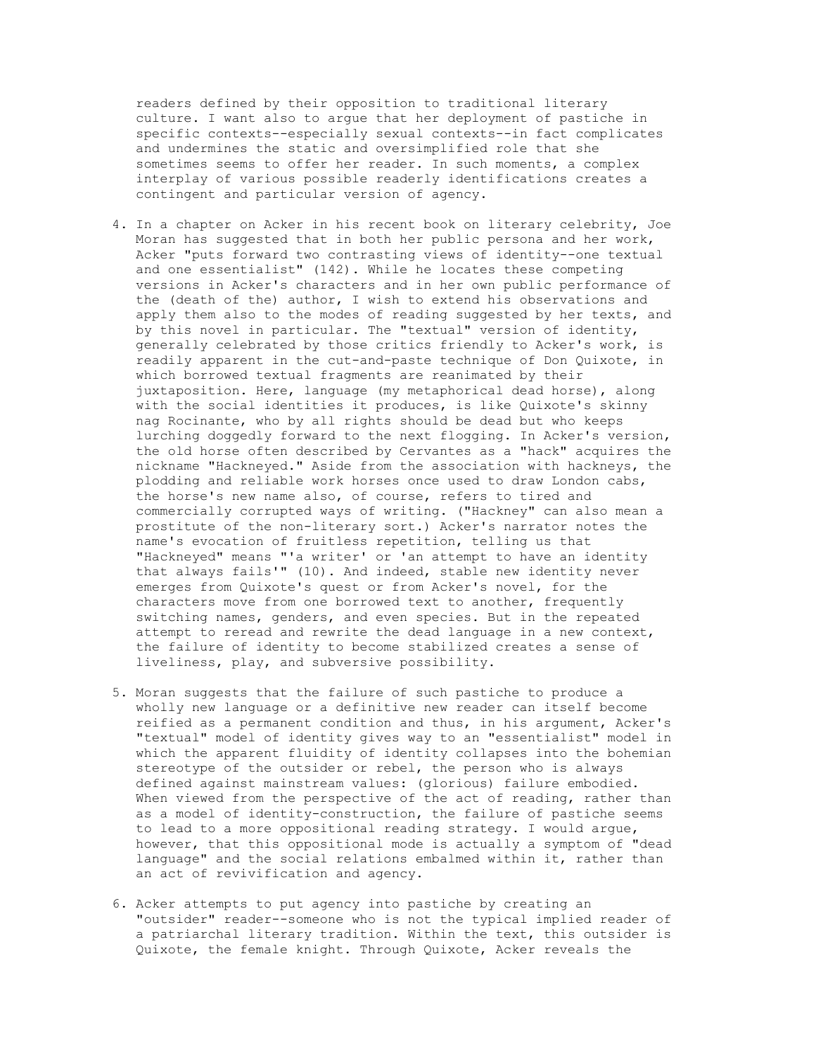readers defined by their opposition to traditional literary culture. I want also to argue that her deployment of pastiche in specific contexts--especially sexual contexts--in fact complicates and undermines the static and oversimplified role that she sometimes seems to offer her reader. In such moments, a complex interplay of various possible readerly identifications creates a contingent and particular version of agency.

4. In a chapter on Acker in his recent book on literary celebrity, Joe Moran has suggested that in both her public persona and her work, Acker "puts forward two contrasting views of identity--one textual and one essentialist" (142). While he locates these competing versions in Acker's characters and in her own public performance of the (death of the) author, I wish to extend his observations and apply them also to the modes of reading suggested by her texts, and by this novel in particular. The "textual" version of identity, generally celebrated by those critics friendly to Acker's work, is readily apparent in the cut-and-paste technique of Don Quixote, in which borrowed textual fragments are reanimated by their juxtaposition. Here, language (my metaphorical dead horse), along with the social identities it produces, is like Quixote's skinny nag Rocinante, who by all rights should be dead but who keeps lurching doggedly forward to the next flogging. In Acker's version, the old horse often described by Cervantes as a "hack" acquires the nickname "Hackneyed." Aside from the association with hackneys, the plodding and reliable work horses once used to draw London cabs, the horse's new name also, of course, refers to tired and commercially corrupted ways of writing. ("Hackney" can also mean a prostitute of the non-literary sort.) Acker's narrator notes the name's evocation of fruitless repetition, telling us that "Hackneyed" means "'a writer' or 'an attempt to have an identity that always fails'" (10). And indeed, stable new identity never emerges from Quixote's quest or from Acker's novel, for the characters move from one borrowed text to another, frequently switching names, genders, and even species. But in the repeated attempt to reread and rewrite the dead language in a new context, the failure of identity to become stabilized creates a sense of liveliness, play, and subversive possibility.

5. Moran suggests that the failure of such pastiche to produce a wholly new language or a definitive new reader can itself become reified as a permanent condition and thus, in his argument, Acker's "textual" model of identity gives way to an "essentialist" model in which the apparent fluidity of identity collapses into the bohemian stereotype of the outsider or rebel, the person who is always defined against mainstream values: (glorious) failure embodied. When viewed from the perspective of the act of reading, rather than as a model of identity-construction, the failure of pastiche seems to lead to a more oppositional reading strategy. I would argue, however, that this oppositional mode is actually a symptom of "dead language" and the social relations embalmed within it, rather than an act of revivification and agency.

6. Acker attempts to put agency into pastiche by creating an "outsider" reader--someone who is not the typical implied reader of a patriarchal literary tradition. Within the text, this outsider is Quixote, the female knight. Through Quixote, Acker reveals the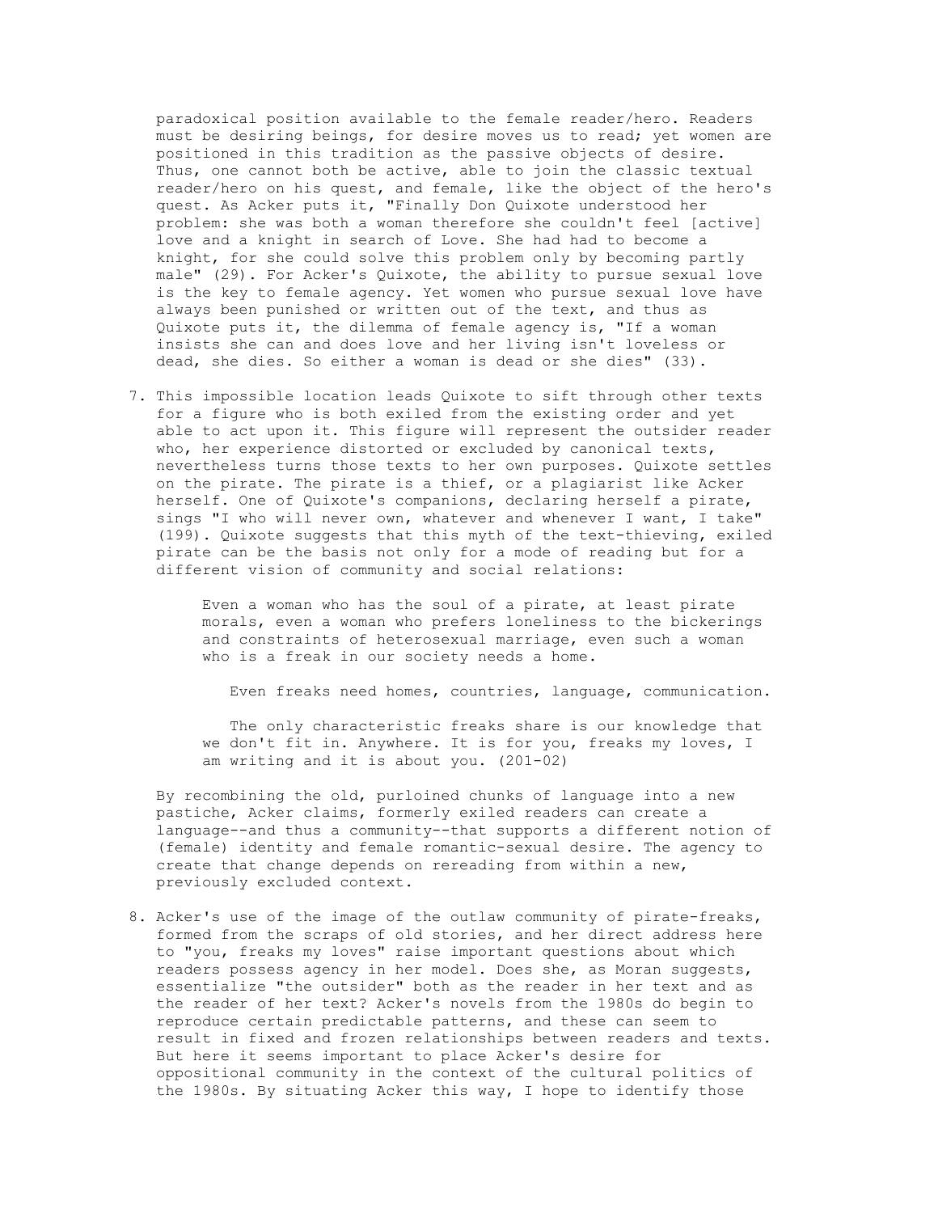paradoxical position available to the female reader/hero. Readers must be desiring beings, for desire moves us to read; yet women are positioned in this tradition as the passive objects of desire. Thus, one cannot both be active, able to join the classic textual reader/hero on his quest, and female, like the object of the hero's quest. As Acker puts it, "Finally Don Quixote understood her problem: she was both a woman therefore she couldn't feel [active] love and a knight in search of Love. She had had to become a knight, for she could solve this problem only by becoming partly male" (29). For Acker's Quixote, the ability to pursue sexual love is the key to female agency. Yet women who pursue sexual love have always been punished or written out of the text, and thus as Quixote puts it, the dilemma of female agency is, "If a woman insists she can and does love and her living isn't loveless or dead, she dies. So either a woman is dead or she dies" (33).

7. This impossible location leads Quixote to sift through other texts for a figure who is both exiled from the existing order and yet able to act upon it. This figure will represent the outsider reader who, her experience distorted or excluded by canonical texts, nevertheless turns those texts to her own purposes. Quixote settles on the pirate. The pirate is a thief, or a plagiarist like Acker herself. One of Quixote's companions, declaring herself a pirate, sings "I who will never own, whatever and whenever I want, I take" (199). Quixote suggests that this myth of the text-thieving, exiled pirate can be the basis not only for a mode of reading but for a different vision of community and social relations:

   > Even a woman who has the soul of a pirate, at least pirate morals, even a woman who prefers loneliness to the bickerings and constraints of heterosexual marriage, even such a woman who is a freak in our society needs a home.
   >
   > Even freaks need homes, countries, language, communication.
   >
   > The only characteristic freaks share is our knowledge that we don't fit in. Anywhere. It is for you, freaks my loves, I am writing and it is about you. (201-02)

   By recombining the old, purloined chunks of language into a new pastiche, Acker claims, formerly exiled readers can create a language--and thus a community--that supports a different notion of (female) identity and female romantic-sexual desire. The agency to create that change depends on rereading from within a new, previously excluded context.

8. Acker's use of the image of the outlaw community of pirate-freaks, formed from the scraps of old stories, and her direct address here to "you, freaks my loves" raise important questions about which readers possess agency in her model. Does she, as Moran suggests, essentialize "the outsider" both as the reader in her text and as the reader of her text? Acker's novels from the 1980s do begin to reproduce certain predictable patterns, and these can seem to result in fixed and frozen relationships between readers and texts. But here it seems important to place Acker's desire for oppositional community in the context of the cultural politics of the 1980s. By situating Acker this way, I hope to identify those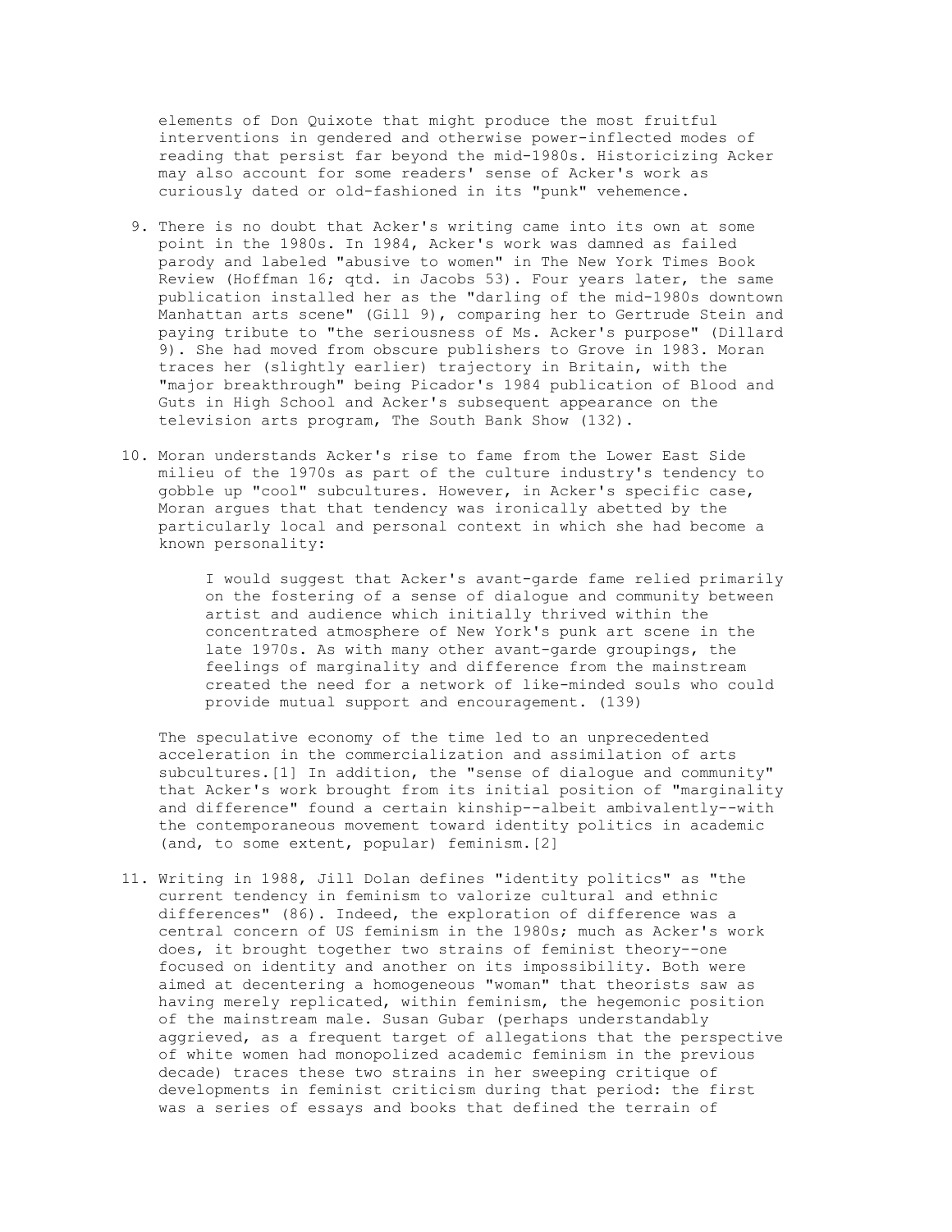elements of Don Quixote that might produce the most fruitful interventions in gendered and otherwise power-inflected modes of reading that persist far beyond the mid-1980s. Historicizing Acker may also account for some readers' sense of Acker's work as curiously dated or old-fashioned in its "punk" vehemence.

9. There is no doubt that Acker's writing came into its own at some point in the 1980s. In 1984, Acker's work was damned as failed parody and labeled "abusive to women" in The New York Times Book Review (Hoffman 16; qtd. in Jacobs 53). Four years later, the same publication installed her as the "darling of the mid-1980s downtown Manhattan arts scene" (Gill 9), comparing her to Gertrude Stein and paying tribute to "the seriousness of Ms. Acker's purpose" (Dillard 9). She had moved from obscure publishers to Grove in 1983. Moran traces her (slightly earlier) trajectory in Britain, with the "major breakthrough" being Picador's 1984 publication of Blood and Guts in High School and Acker's subsequent appearance on the television arts program, The South Bank Show (132).

10. Moran understands Acker's rise to fame from the Lower East Side milieu of the 1970s as part of the culture industry's tendency to gobble up "cool" subcultures. However, in Acker's specific case, Moran argues that that tendency was ironically abetted by the particularly local and personal context in which she had become a known personality:

    > I would suggest that Acker's avant-garde fame relied primarily on the fostering of a sense of dialogue and community between artist and audience which initially thrived within the concentrated atmosphere of New York's punk art scene in the late 1970s. As with many other avant-garde groupings, the feelings of marginality and difference from the mainstream created the need for a network of like-minded souls who could provide mutual support and encouragement. (139)

    The speculative economy of the time led to an unprecedented acceleration in the commercialization and assimilation of arts subcultures.[1] In addition, the "sense of dialogue and community" that Acker's work brought from its initial position of "marginality and difference" found a certain kinship--albeit ambivalently--with the contemporaneous movement toward identity politics in academic (and, to some extent, popular) feminism.[2]

11. Writing in 1988, Jill Dolan defines "identity politics" as "the current tendency in feminism to valorize cultural and ethnic differences" (86). Indeed, the exploration of difference was a central concern of US feminism in the 1980s; much as Acker's work does, it brought together two strains of feminist theory--one focused on identity and another on its impossibility. Both were aimed at decentering a homogeneous "woman" that theorists saw as having merely replicated, within feminism, the hegemonic position of the mainstream male. Susan Gubar (perhaps understandably aggrieved, as a frequent target of allegations that the perspective of white women had monopolized academic feminism in the previous decade) traces these two strains in her sweeping critique of developments in feminist criticism during that period: the first was a series of essays and books that defined the terrain of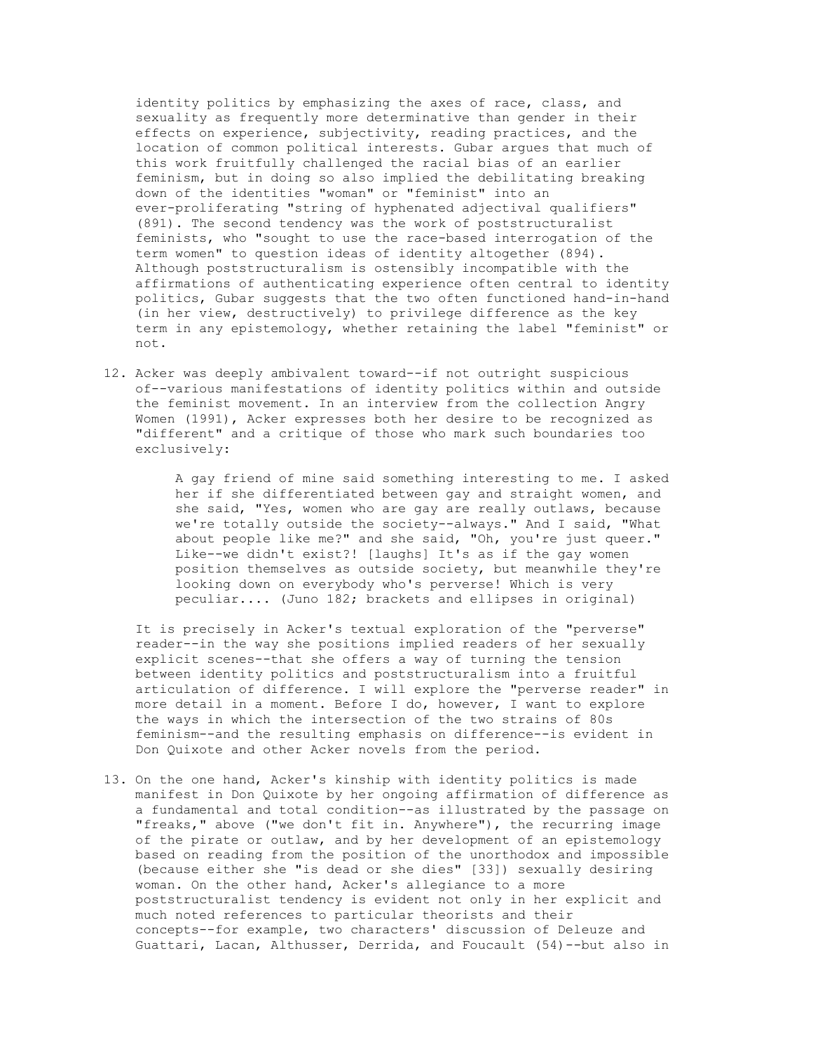identity politics by emphasizing the axes of race, class, and sexuality as frequently more determinative than gender in their effects on experience, subjectivity, reading practices, and the location of common political interests. Gubar argues that much of this work fruitfully challenged the racial bias of an earlier feminism, but in doing so also implied the debilitating breaking down of the identities "woman" or "feminist" into an ever-proliferating "string of hyphenated adjectival qualifiers" (891). The second tendency was the work of poststructuralist feminists, who "sought to use the race-based interrogation of the term women" to question ideas of identity altogether (894). Although poststructuralism is ostensibly incompatible with the affirmations of authenticating experience often central to identity politics, Gubar suggests that the two often functioned hand-in-hand (in her view, destructively) to privilege difference as the key term in any epistemology, whether retaining the label "feminist" or not.

12. Acker was deeply ambivalent toward--if not outright suspicious of--various manifestations of identity politics within and outside the feminist movement. In an interview from the collection Angry Women (1991), Acker expresses both her desire to be recognized as "different" and a critique of those who mark such boundaries too exclusively:

> A gay friend of mine said something interesting to me. I asked her if she differentiated between gay and straight women, and she said, "Yes, women who are gay are really outlaws, because we're totally outside the society--always." And I said, "What about people like me?" and she said, "Oh, you're just queer." Like--we didn't exist?! [laughs] It's as if the gay women position themselves as outside society, but meanwhile they're looking down on everybody who's perverse! Which is very peculiar.... (Juno 182; brackets and ellipses in original)

It is precisely in Acker's textual exploration of the "perverse" reader--in the way she positions implied readers of her sexually explicit scenes--that she offers a way of turning the tension between identity politics and poststructuralism into a fruitful articulation of difference. I will explore the "perverse reader" in more detail in a moment. Before I do, however, I want to explore the ways in which the intersection of the two strains of 80s feminism--and the resulting emphasis on difference--is evident in Don Quixote and other Acker novels from the period.

13. On the one hand, Acker's kinship with identity politics is made manifest in Don Quixote by her ongoing affirmation of difference as a fundamental and total condition--as illustrated by the passage on "freaks," above ("we don't fit in. Anywhere"), the recurring image of the pirate or outlaw, and by her development of an epistemology based on reading from the position of the unorthodox and impossible (because either she "is dead or she dies" [33]) sexually desiring woman. On the other hand, Acker's allegiance to a more poststructuralist tendency is evident not only in her explicit and much noted references to particular theorists and their concepts--for example, two characters' discussion of Deleuze and Guattari, Lacan, Althusser, Derrida, and Foucault (54)--but also in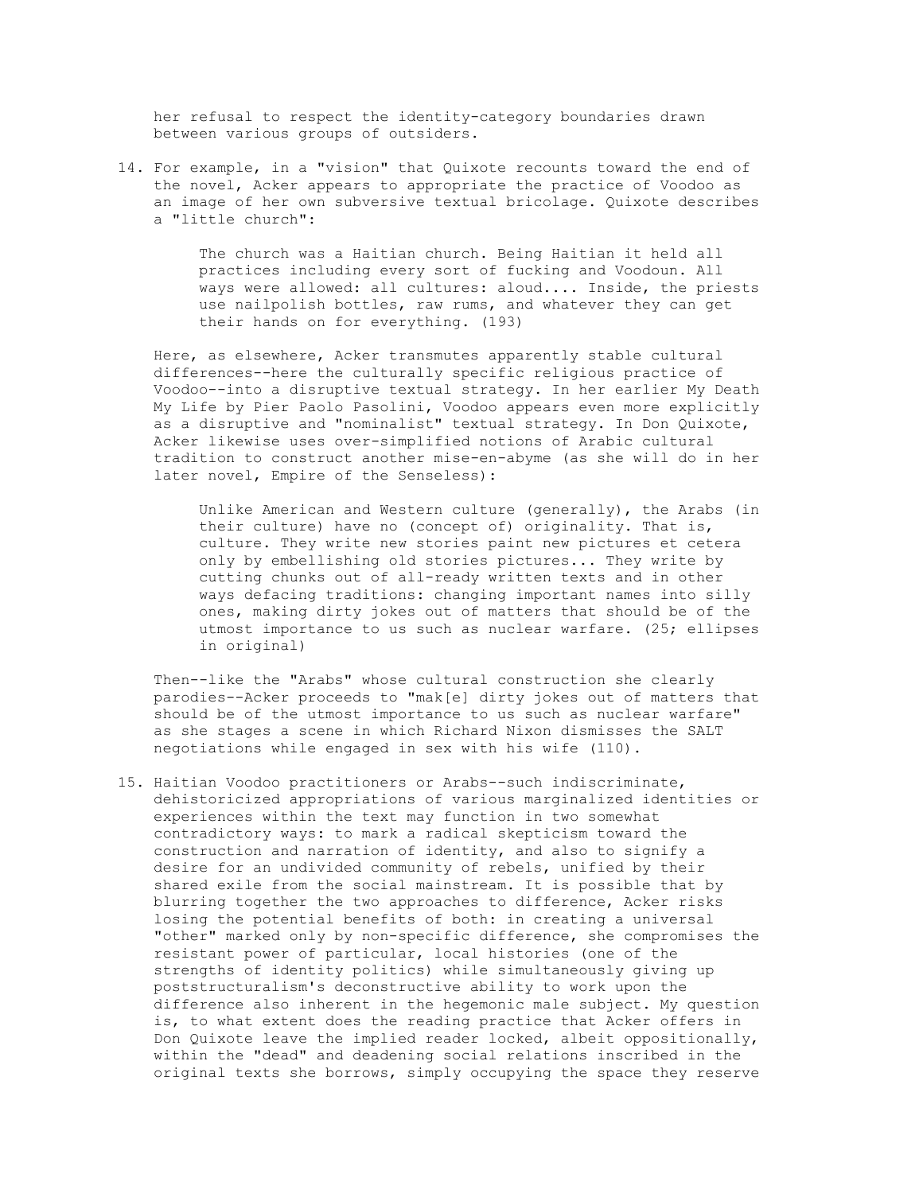her refusal to respect the identity-category boundaries drawn between various groups of outsiders.

14. For example, in a "vision" that Quixote recounts toward the end of the novel, Acker appears to appropriate the practice of Voodoo as an image of her own subversive textual bricolage. Quixote describes a "little church":

    > The church was a Haitian church. Being Haitian it held all practices including every sort of fucking and Voodoun. All ways were allowed: all cultures: aloud.... Inside, the priests use nailpolish bottles, raw rums, and whatever they can get their hands on for everything. (193)

    Here, as elsewhere, Acker transmutes apparently stable cultural differences--here the culturally specific religious practice of Voodoo--into a disruptive textual strategy. In her earlier My Death My Life by Pier Paolo Pasolini, Voodoo appears even more explicitly as a disruptive and "nominalist" textual strategy. In Don Quixote, Acker likewise uses over-simplified notions of Arabic cultural tradition to construct another mise-en-abyme (as she will do in her later novel, Empire of the Senseless):

    > Unlike American and Western culture (generally), the Arabs (in their culture) have no (concept of) originality. That is, culture. They write new stories paint new pictures et cetera only by embellishing old stories pictures... They write by cutting chunks out of all-ready written texts and in other ways defacing traditions: changing important names into silly ones, making dirty jokes out of matters that should be of the utmost importance to us such as nuclear warfare. (25; ellipses in original)

    Then--like the "Arabs" whose cultural construction she clearly parodies--Acker proceeds to "mak[e] dirty jokes out of matters that should be of the utmost importance to us such as nuclear warfare" as she stages a scene in which Richard Nixon dismisses the SALT negotiations while engaged in sex with his wife (110).

15. Haitian Voodoo practitioners or Arabs--such indiscriminate, dehistoricized appropriations of various marginalized identities or experiences within the text may function in two somewhat contradictory ways: to mark a radical skepticism toward the construction and narration of identity, and also to signify a desire for an undivided community of rebels, unified by their shared exile from the social mainstream. It is possible that by blurring together the two approaches to difference, Acker risks losing the potential benefits of both: in creating a universal "other" marked only by non-specific difference, she compromises the resistant power of particular, local histories (one of the strengths of identity politics) while simultaneously giving up poststructuralism's deconstructive ability to work upon the difference also inherent in the hegemonic male subject. My question is, to what extent does the reading practice that Acker offers in Don Quixote leave the implied reader locked, albeit oppositionally, within the "dead" and deadening social relations inscribed in the original texts she borrows, simply occupying the space they reserve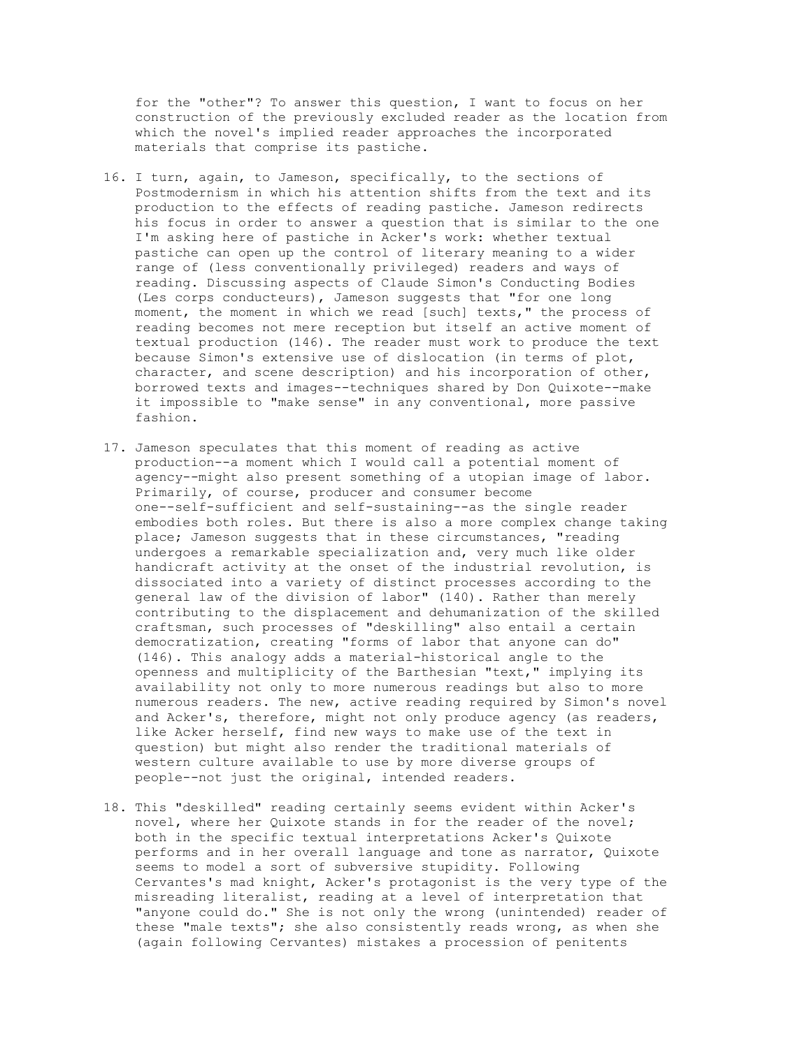for the "other"? To answer this question, I want to focus on her construction of the previously excluded reader as the location from which the novel's implied reader approaches the incorporated materials that comprise its pastiche.

16. I turn, again, to Jameson, specifically, to the sections of Postmodernism in which his attention shifts from the text and its production to the effects of reading pastiche. Jameson redirects his focus in order to answer a question that is similar to the one I'm asking here of pastiche in Acker's work: whether textual pastiche can open up the control of literary meaning to a wider range of (less conventionally privileged) readers and ways of reading. Discussing aspects of Claude Simon's Conducting Bodies (Les corps conducteurs), Jameson suggests that "for one long moment, the moment in which we read [such] texts," the process of reading becomes not mere reception but itself an active moment of textual production (146). The reader must work to produce the text because Simon's extensive use of dislocation (in terms of plot, character, and scene description) and his incorporation of other, borrowed texts and images--techniques shared by Don Quixote--make it impossible to "make sense" in any conventional, more passive fashion.

17. Jameson speculates that this moment of reading as active production--a moment which I would call a potential moment of agency--might also present something of a utopian image of labor. Primarily, of course, producer and consumer become one--self-sufficient and self-sustaining--as the single reader embodies both roles. But there is also a more complex change taking place; Jameson suggests that in these circumstances, "reading undergoes a remarkable specialization and, very much like older handicraft activity at the onset of the industrial revolution, is dissociated into a variety of distinct processes according to the general law of the division of labor" (140). Rather than merely contributing to the displacement and dehumanization of the skilled craftsman, such processes of "deskilling" also entail a certain democratization, creating "forms of labor that anyone can do" (146). This analogy adds a material-historical angle to the openness and multiplicity of the Barthesian "text," implying its availability not only to more numerous readings but also to more numerous readers. The new, active reading required by Simon's novel and Acker's, therefore, might not only produce agency (as readers, like Acker herself, find new ways to make use of the text in question) but might also render the traditional materials of western culture available to use by more diverse groups of people--not just the original, intended readers.

18. This "deskilled" reading certainly seems evident within Acker's novel, where her Quixote stands in for the reader of the novel; both in the specific textual interpretations Acker's Quixote performs and in her overall language and tone as narrator, Quixote seems to model a sort of subversive stupidity. Following Cervantes's mad knight, Acker's protagonist is the very type of the misreading literalist, reading at a level of interpretation that "anyone could do." She is not only the wrong (unintended) reader of these "male texts"; she also consistently reads wrong, as when she (again following Cervantes) mistakes a procession of penitents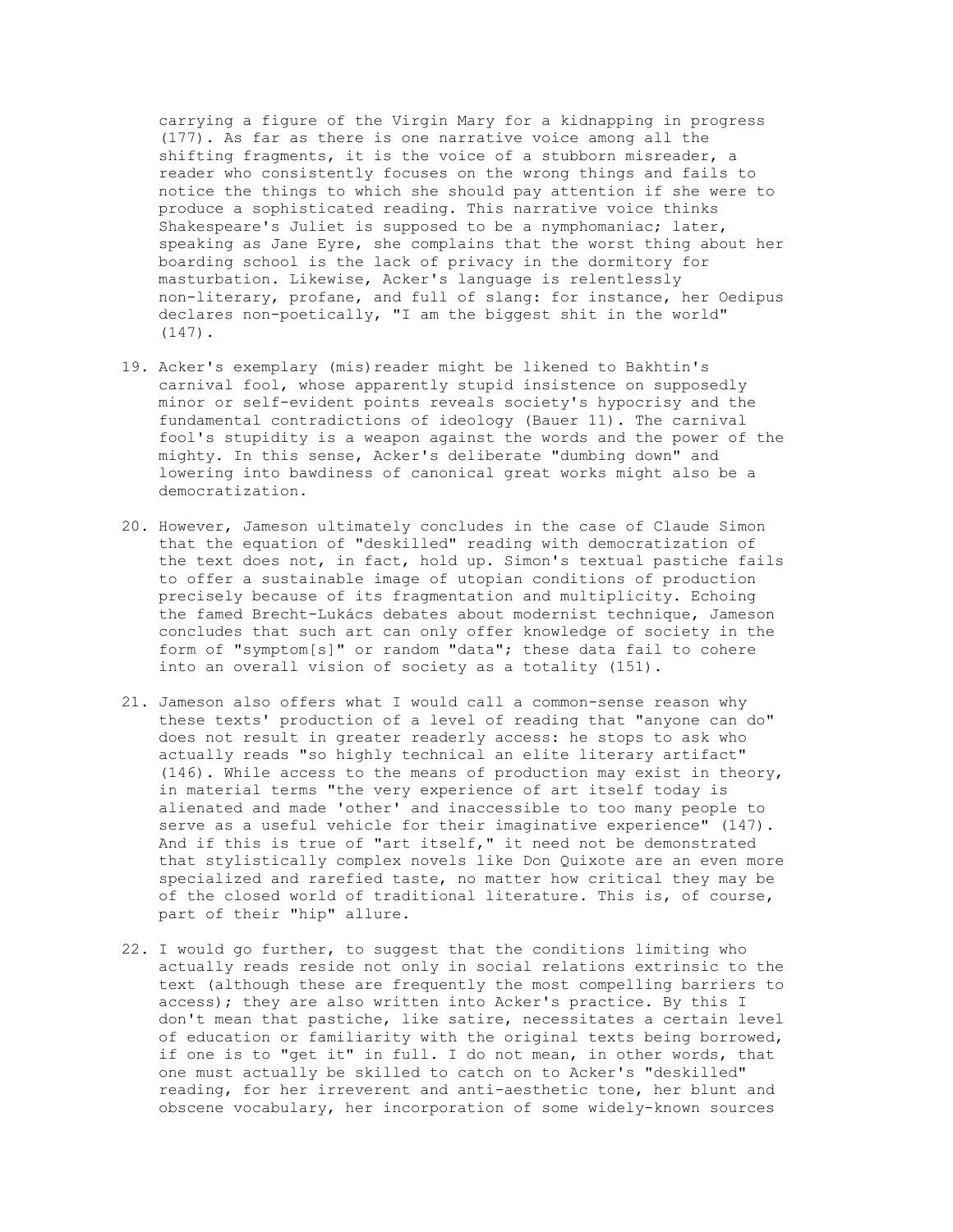carrying a figure of the Virgin Mary for a kidnapping in progress (177). As far as there is one narrative voice among all the shifting fragments, it is the voice of a stubborn misreader, a reader who consistently focuses on the wrong things and fails to notice the things to which she should pay attention if she were to produce a sophisticated reading. This narrative voice thinks Shakespeare's Juliet is supposed to be a nymphomaniac; later, speaking as Jane Eyre, she complains that the worst thing about her boarding school is the lack of privacy in the dormitory for masturbation. Likewise, Acker's language is relentlessly non-literary, profane, and full of slang: for instance, her Oedipus declares non-poetically, "I am the biggest shit in the world" (147).

19. Acker's exemplary (mis)reader might be likened to Bakhtin's carnival fool, whose apparently stupid insistence on supposedly minor or self-evident points reveals society's hypocrisy and the fundamental contradictions of ideology (Bauer 11). The carnival fool's stupidity is a weapon against the words and the power of the mighty. In this sense, Acker's deliberate "dumbing down" and lowering into bawdiness of canonical great works might also be a democratization.

20. However, Jameson ultimately concludes in the case of Claude Simon that the equation of "deskilled" reading with democratization of the text does not, in fact, hold up. Simon's textual pastiche fails to offer a sustainable image of utopian conditions of production precisely because of its fragmentation and multiplicity. Echoing the famed Brecht-Lukács debates about modernist technique, Jameson concludes that such art can only offer knowledge of society in the form of "symptom[s]" or random "data"; these data fail to cohere into an overall vision of society as a totality (151).

21. Jameson also offers what I would call a common-sense reason why these texts' production of a level of reading that "anyone can do" does not result in greater readerly access: he stops to ask who actually reads "so highly technical an elite literary artifact" (146). While access to the means of production may exist in theory, in material terms "the very experience of art itself today is alienated and made 'other' and inaccessible to too many people to serve as a useful vehicle for their imaginative experience" (147). And if this is true of "art itself," it need not be demonstrated that stylistically complex novels like Don Quixote are an even more specialized and rarefied taste, no matter how critical they may be of the closed world of traditional literature. This is, of course, part of their "hip" allure.

22. I would go further, to suggest that the conditions limiting who actually reads reside not only in social relations extrinsic to the text (although these are frequently the most compelling barriers to access); they are also written into Acker's practice. By this I don't mean that pastiche, like satire, necessitates a certain level of education or familiarity with the original texts being borrowed, if one is to "get it" in full. I do not mean, in other words, that one must actually be skilled to catch on to Acker's "deskilled" reading, for her irreverent and anti-aesthetic tone, her blunt and obscene vocabulary, her incorporation of some widely-known sources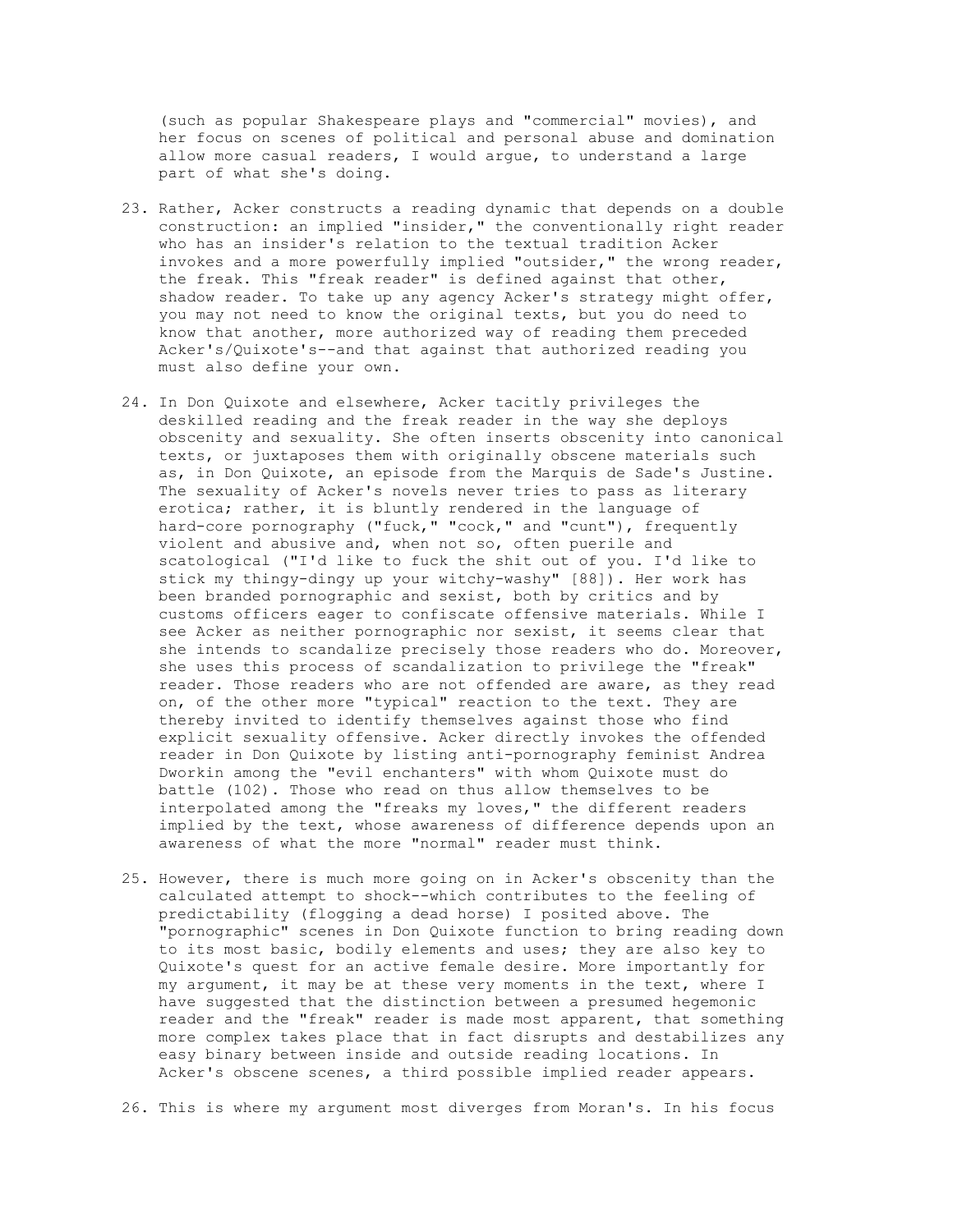(such as popular Shakespeare plays and "commercial" movies), and her focus on scenes of political and personal abuse and domination allow more casual readers, I would argue, to understand a large part of what she's doing.

23. Rather, Acker constructs a reading dynamic that depends on a double construction: an implied "insider," the conventionally right reader who has an insider's relation to the textual tradition Acker invokes and a more powerfully implied "outsider," the wrong reader, the freak. This "freak reader" is defined against that other, shadow reader. To take up any agency Acker's strategy might offer, you may not need to know the original texts, but you do need to know that another, more authorized way of reading them preceded Acker's/Quixote's--and that against that authorized reading you must also define your own.

24. In Don Quixote and elsewhere, Acker tacitly privileges the deskilled reading and the freak reader in the way she deploys obscenity and sexuality. She often inserts obscenity into canonical texts, or juxtaposes them with originally obscene materials such as, in Don Quixote, an episode from the Marquis de Sade's Justine. The sexuality of Acker's novels never tries to pass as literary erotica; rather, it is bluntly rendered in the language of hard-core pornography ("fuck," "cock," and "cunt"), frequently violent and abusive and, when not so, often puerile and scatological ("I'd like to fuck the shit out of you. I'd like to stick my thingy-dingy up your witchy-washy" [88]). Her work has been branded pornographic and sexist, both by critics and by customs officers eager to confiscate offensive materials. While I see Acker as neither pornographic nor sexist, it seems clear that she intends to scandalize precisely those readers who do. Moreover, she uses this process of scandalization to privilege the "freak" reader. Those readers who are not offended are aware, as they read on, of the other more "typical" reaction to the text. They are thereby invited to identify themselves against those who find explicit sexuality offensive. Acker directly invokes the offended reader in Don Quixote by listing anti-pornography feminist Andrea Dworkin among the "evil enchanters" with whom Quixote must do battle (102). Those who read on thus allow themselves to be interpolated among the "freaks my loves," the different readers implied by the text, whose awareness of difference depends upon an awareness of what the more "normal" reader must think.

25. However, there is much more going on in Acker's obscenity than the calculated attempt to shock--which contributes to the feeling of predictability (flogging a dead horse) I posited above. The "pornographic" scenes in Don Quixote function to bring reading down to its most basic, bodily elements and uses; they are also key to Quixote's quest for an active female desire. More importantly for my argument, it may be at these very moments in the text, where I have suggested that the distinction between a presumed hegemonic reader and the "freak" reader is made most apparent, that something more complex takes place that in fact disrupts and destabilizes any easy binary between inside and outside reading locations. In Acker's obscene scenes, a third possible implied reader appears.

26. This is where my argument most diverges from Moran's. In his focus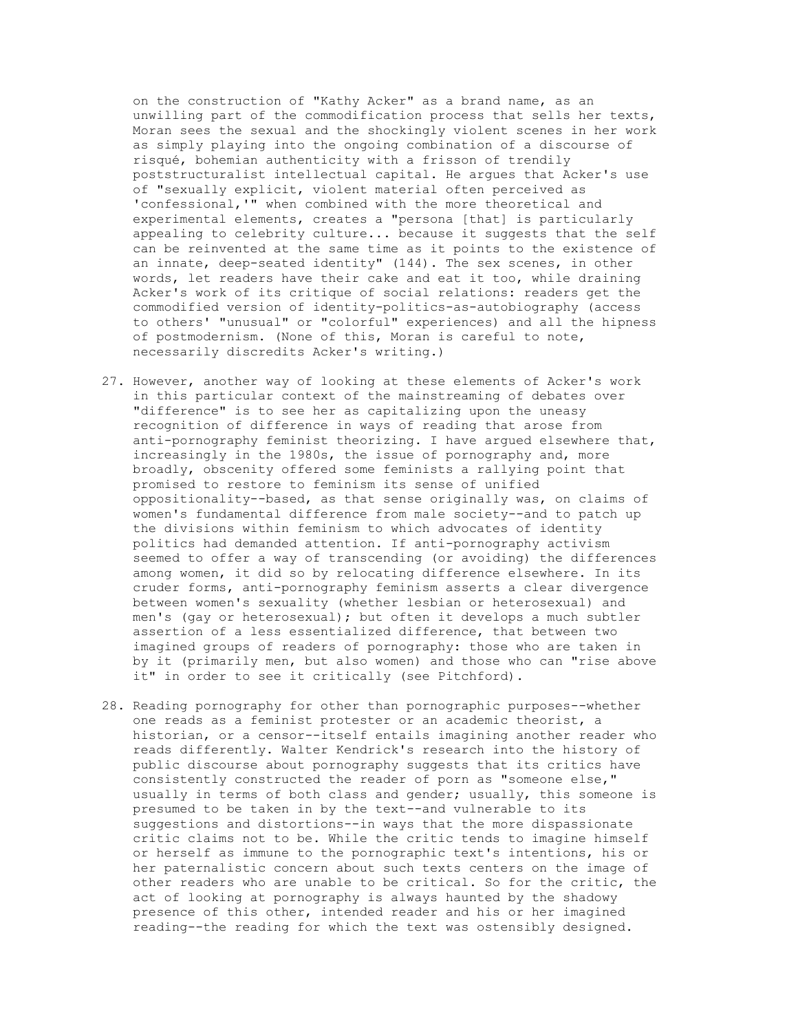on the construction of "Kathy Acker" as a brand name, as an unwilling part of the commodification process that sells her texts, Moran sees the sexual and the shockingly violent scenes in her work as simply playing into the ongoing combination of a discourse of risqué, bohemian authenticity with a frisson of trendily poststructuralist intellectual capital. He argues that Acker's use of "sexually explicit, violent material often perceived as 'confessional,'" when combined with the more theoretical and experimental elements, creates a "persona [that] is particularly appealing to celebrity culture... because it suggests that the self can be reinvented at the same time as it points to the existence of an innate, deep-seated identity" (144). The sex scenes, in other words, let readers have their cake and eat it too, while draining Acker's work of its critique of social relations: readers get the commodified version of identity-politics-as-autobiography (access to others' "unusual" or "colorful" experiences) and all the hipness of postmodernism. (None of this, Moran is careful to note, necessarily discredits Acker's writing.)

27. However, another way of looking at these elements of Acker's work in this particular context of the mainstreaming of debates over "difference" is to see her as capitalizing upon the uneasy recognition of difference in ways of reading that arose from anti-pornography feminist theorizing. I have argued elsewhere that, increasingly in the 1980s, the issue of pornography and, more broadly, obscenity offered some feminists a rallying point that promised to restore to feminism its sense of unified oppositionality--based, as that sense originally was, on claims of women's fundamental difference from male society--and to patch up the divisions within feminism to which advocates of identity politics had demanded attention. If anti-pornography activism seemed to offer a way of transcending (or avoiding) the differences among women, it did so by relocating difference elsewhere. In its cruder forms, anti-pornography feminism asserts a clear divergence between women's sexuality (whether lesbian or heterosexual) and men's (gay or heterosexual); but often it develops a much subtler assertion of a less essentialized difference, that between two imagined groups of readers of pornography: those who are taken in by it (primarily men, but also women) and those who can "rise above it" in order to see it critically (see Pitchford).

28. Reading pornography for other than pornographic purposes--whether one reads as a feminist protester or an academic theorist, a historian, or a censor--itself entails imagining another reader who reads differently. Walter Kendrick's research into the history of public discourse about pornography suggests that its critics have consistently constructed the reader of porn as "someone else," usually in terms of both class and gender; usually, this someone is presumed to be taken in by the text--and vulnerable to its suggestions and distortions--in ways that the more dispassionate critic claims not to be. While the critic tends to imagine himself or herself as immune to the pornographic text's intentions, his or her paternalistic concern about such texts centers on the image of other readers who are unable to be critical. So for the critic, the act of looking at pornography is always haunted by the shadowy presence of this other, intended reader and his or her imagined reading--the reading for which the text was ostensibly designed.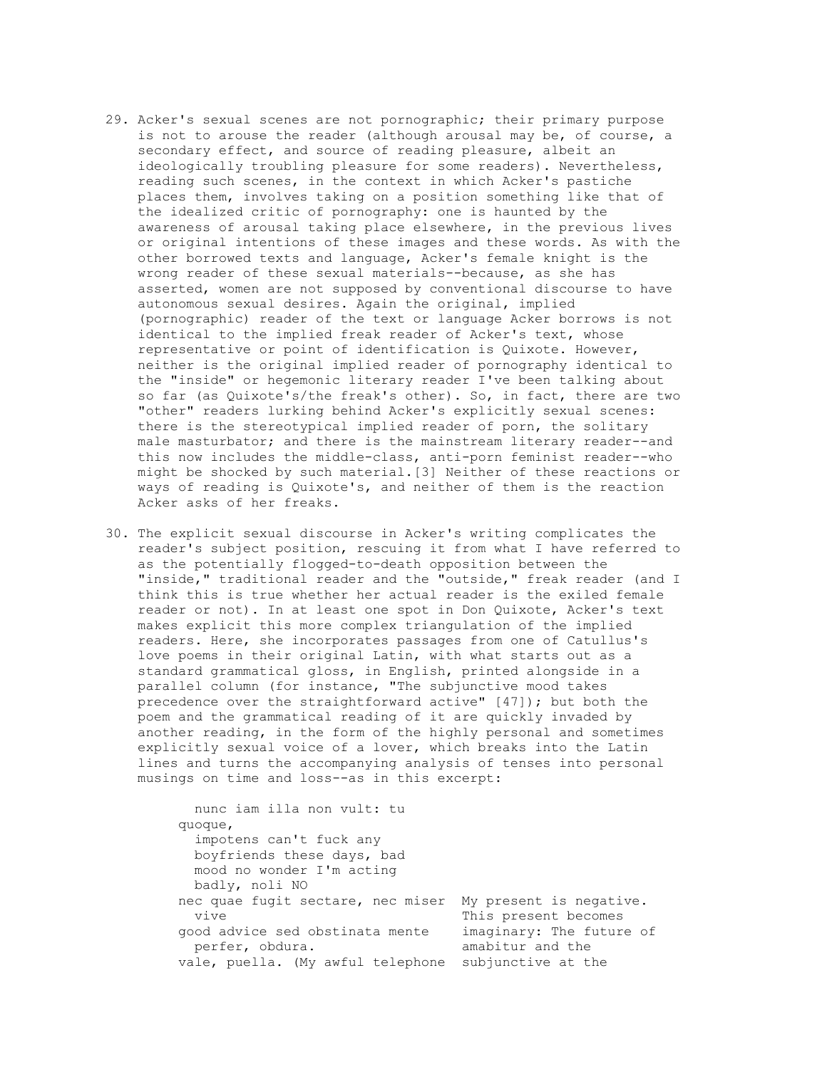29. Acker's sexual scenes are not pornographic; their primary purpose is not to arouse the reader (although arousal may be, of course, a secondary effect, and source of reading pleasure, albeit an ideologically troubling pleasure for some readers). Nevertheless, reading such scenes, in the context in which Acker's pastiche places them, involves taking on a position something like that of the idealized critic of pornography: one is haunted by the awareness of arousal taking place elsewhere, in the previous lives or original intentions of these images and these words. As with the other borrowed texts and language, Acker's female knight is the wrong reader of these sexual materials--because, as she has asserted, women are not supposed by conventional discourse to have autonomous sexual desires. Again the original, implied (pornographic) reader of the text or language Acker borrows is not identical to the implied freak reader of Acker's text, whose representative or point of identification is Quixote. However, neither is the original implied reader of pornography identical to the "inside" or hegemonic literary reader I've been talking about so far (as Quixote's/the freak's other). So, in fact, there are two "other" readers lurking behind Acker's explicitly sexual scenes: there is the stereotypical implied reader of porn, the solitary male masturbator; and there is the mainstream literary reader--and this now includes the middle-class, anti-porn feminist reader--who might be shocked by such material.[3] Neither of these reactions or ways of reading is Quixote's, and neither of them is the reaction Acker asks of her freaks.

30. The explicit sexual discourse in Acker's writing complicates the reader's subject position, rescuing it from what I have referred to as the potentially flogged-to-death opposition between the "inside," traditional reader and the "outside," freak reader (and I think this is true whether her actual reader is the exiled female reader or not). In at least one spot in Don Quixote, Acker's text makes explicit this more complex triangulation of the implied readers. Here, she incorporates passages from one of Catullus's love poems in their original Latin, with what starts out as a standard grammatical gloss, in English, printed alongside in a parallel column (for instance, "The subjunctive mood takes precedence over the straightforward active" [47]); but both the poem and the grammatical reading of it are quickly invaded by another reading, in the form of the highly personal and sometimes explicitly sexual voice of a lover, which breaks into the Latin lines and turns the accompanying analysis of tenses into personal musings on time and loss--as in this excerpt:

```
  nunc iam illa non vult: tu
quoque,
  impotens can't fuck any
  boyfriends these days, bad
  mood no wonder I'm acting
  badly, noli NO
nec quae fugit sectare, nec miser  My present is negative.
  vive                             This present becomes
good advice sed obstinata mente    imaginary: The future of
  perfer, obdura.                  amabitur and the
vale, puella. (My awful telephone  subjunctive at the
```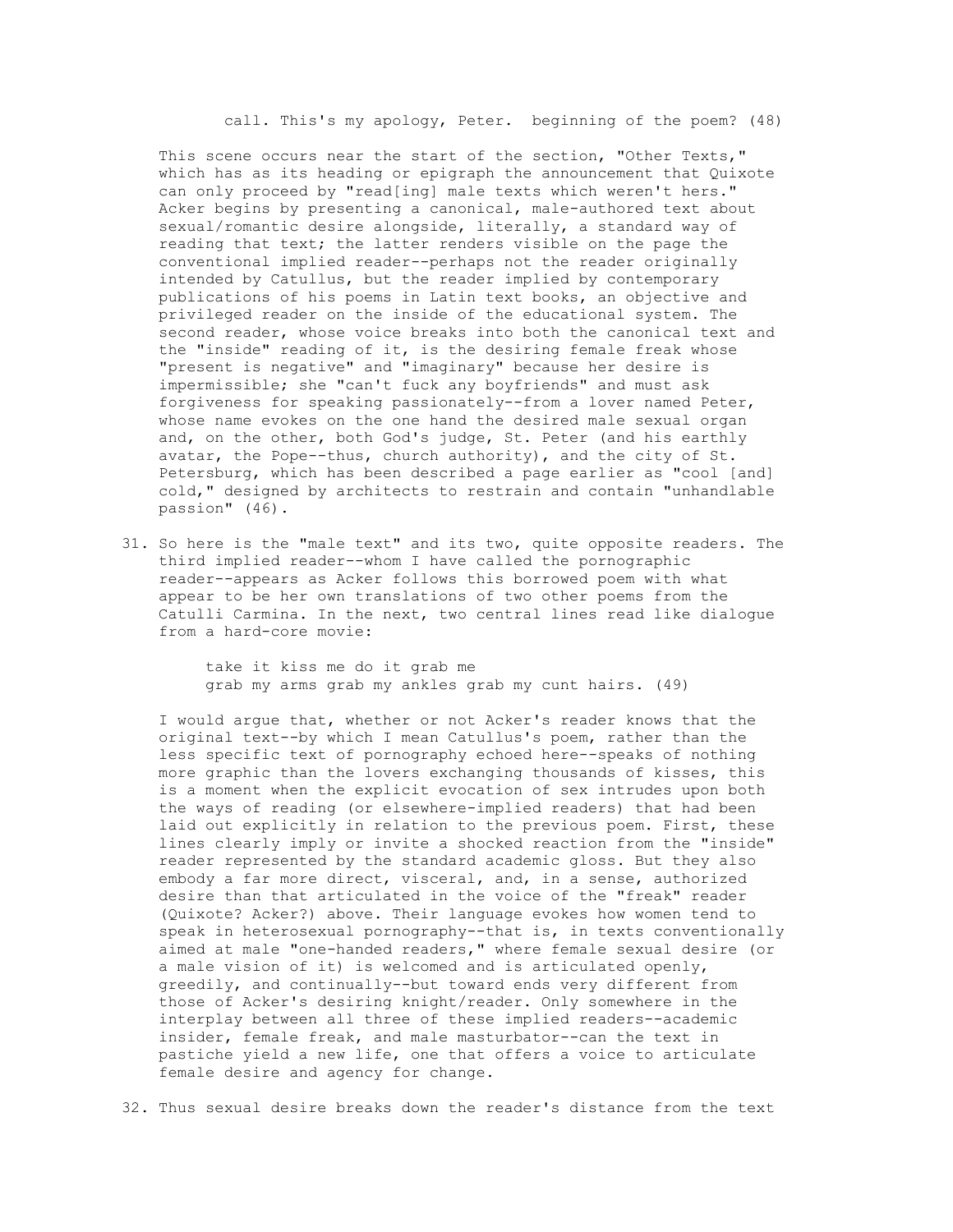call. This's my apology, Peter. beginning of the poem? (48)

This scene occurs near the start of the section, "Other Texts," which has as its heading or epigraph the announcement that Quixote can only proceed by "read[ing] male texts which weren't hers." Acker begins by presenting a canonical, male-authored text about sexual/romantic desire alongside, literally, a standard way of reading that text; the latter renders visible on the page the conventional implied reader--perhaps not the reader originally intended by Catullus, but the reader implied by contemporary publications of his poems in Latin text books, an objective and privileged reader on the inside of the educational system. The second reader, whose voice breaks into both the canonical text and the "inside" reading of it, is the desiring female freak whose "present is negative" and "imaginary" because her desire is impermissible; she "can't fuck any boyfriends" and must ask forgiveness for speaking passionately--from a lover named Peter, whose name evokes on the one hand the desired male sexual organ and, on the other, both God's judge, St. Peter (and his earthly avatar, the Pope--thus, church authority), and the city of St. Petersburg, which has been described a page earlier as "cool [and] cold," designed by architects to restrain and contain "unhandlable passion" (46).

31. So here is the "male text" and its two, quite opposite readers. The third implied reader--whom I have called the pornographic reader--appears as Acker follows this borrowed poem with what appear to be her own translations of two other poems from the Catulli Carmina. In the next, two central lines read like dialogue from a hard-core movie:

> take it kiss me do it grab me
> grab my arms grab my ankles grab my cunt hairs. (49)

I would argue that, whether or not Acker's reader knows that the original text--by which I mean Catullus's poem, rather than the less specific text of pornography echoed here--speaks of nothing more graphic than the lovers exchanging thousands of kisses, this is a moment when the explicit evocation of sex intrudes upon both the ways of reading (or elsewhere-implied readers) that had been laid out explicitly in relation to the previous poem. First, these lines clearly imply or invite a shocked reaction from the "inside" reader represented by the standard academic gloss. But they also embody a far more direct, visceral, and, in a sense, authorized desire than that articulated in the voice of the "freak" reader (Quixote? Acker?) above. Their language evokes how women tend to speak in heterosexual pornography--that is, in texts conventionally aimed at male "one-handed readers," where female sexual desire (or a male vision of it) is welcomed and is articulated openly, greedily, and continually--but toward ends very different from those of Acker's desiring knight/reader. Only somewhere in the interplay between all three of these implied readers--academic insider, female freak, and male masturbator--can the text in pastiche yield a new life, one that offers a voice to articulate female desire and agency for change.

32. Thus sexual desire breaks down the reader's distance from the text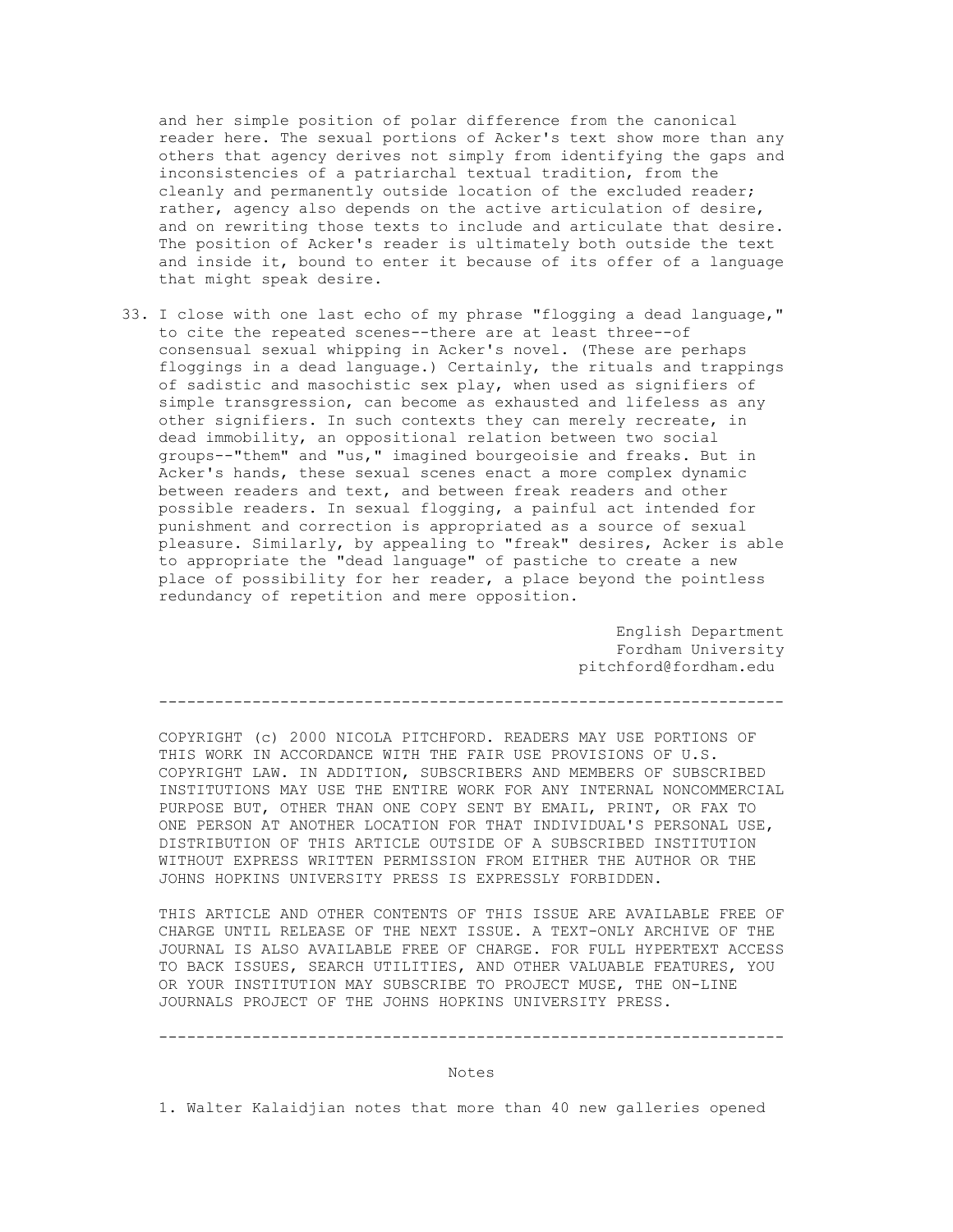and her simple position of polar difference from the canonical reader here. The sexual portions of Acker's text show more than any others that agency derives not simply from identifying the gaps and inconsistencies of a patriarchal textual tradition, from the cleanly and permanently outside location of the excluded reader; rather, agency also depends on the active articulation of desire, and on rewriting those texts to include and articulate that desire. The position of Acker's reader is ultimately both outside the text and inside it, bound to enter it because of its offer of a language that might speak desire.

33. I close with one last echo of my phrase "flogging a dead language," to cite the repeated scenes--there are at least three--of consensual sexual whipping in Acker's novel. (These are perhaps floggings in a dead language.) Certainly, the rituals and trappings of sadistic and masochistic sex play, when used as signifiers of simple transgression, can become as exhausted and lifeless as any other signifiers. In such contexts they can merely recreate, in dead immobility, an oppositional relation between two social groups--"them" and "us," imagined bourgeoisie and freaks. But in Acker's hands, these sexual scenes enact a more complex dynamic between readers and text, and between freak readers and other possible readers. In sexual flogging, a painful act intended for punishment and correction is appropriated as a source of sexual pleasure. Similarly, by appealing to "freak" desires, Acker is able to appropriate the "dead language" of pastiche to create a new place of possibility for her reader, a place beyond the pointless redundancy of repetition and mere opposition.

English Department
Fordham University
pitchford@fordham.edu

---

COPYRIGHT (c) 2000 NICOLA PITCHFORD. READERS MAY USE PORTIONS OF THIS WORK IN ACCORDANCE WITH THE FAIR USE PROVISIONS OF U.S. COPYRIGHT LAW. IN ADDITION, SUBSCRIBERS AND MEMBERS OF SUBSCRIBED INSTITUTIONS MAY USE THE ENTIRE WORK FOR ANY INTERNAL NONCOMMERCIAL PURPOSE BUT, OTHER THAN ONE COPY SENT BY EMAIL, PRINT, OR FAX TO ONE PERSON AT ANOTHER LOCATION FOR THAT INDIVIDUAL'S PERSONAL USE, DISTRIBUTION OF THIS ARTICLE OUTSIDE OF A SUBSCRIBED INSTITUTION WITHOUT EXPRESS WRITTEN PERMISSION FROM EITHER THE AUTHOR OR THE JOHNS HOPKINS UNIVERSITY PRESS IS EXPRESSLY FORBIDDEN.

THIS ARTICLE AND OTHER CONTENTS OF THIS ISSUE ARE AVAILABLE FREE OF CHARGE UNTIL RELEASE OF THE NEXT ISSUE. A TEXT-ONLY ARCHIVE OF THE JOURNAL IS ALSO AVAILABLE FREE OF CHARGE. FOR FULL HYPERTEXT ACCESS TO BACK ISSUES, SEARCH UTILITIES, AND OTHER VALUABLE FEATURES, YOU OR YOUR INSTITUTION MAY SUBSCRIBE TO PROJECT MUSE, THE ON-LINE JOURNALS PROJECT OF THE JOHNS HOPKINS UNIVERSITY PRESS.

---

## Notes

1. Walter Kalaidjian notes that more than 40 new galleries opened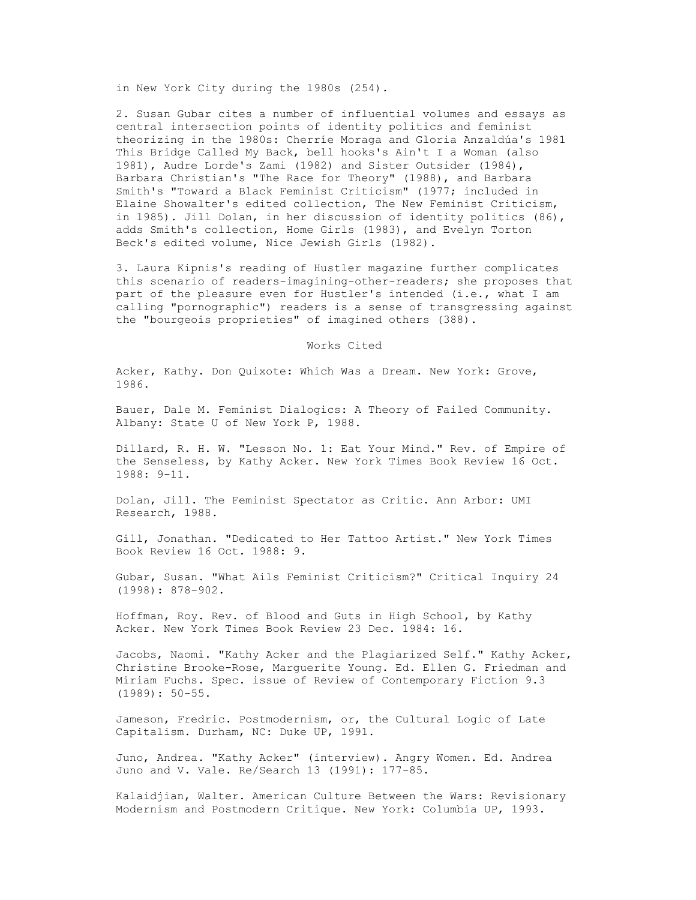in New York City during the 1980s (254).

2. Susan Gubar cites a number of influential volumes and essays as central intersection points of identity politics and feminist theorizing in the 1980s: Cherríe Moraga and Gloria Anzaldúa's 1981 This Bridge Called My Back, bell hooks's Ain't I a Woman (also 1981), Audre Lorde's Zami (1982) and Sister Outsider (1984), Barbara Christian's "The Race for Theory" (1988), and Barbara Smith's "Toward a Black Feminist Criticism" (1977; included in Elaine Showalter's edited collection, The New Feminist Criticism, in 1985). Jill Dolan, in her discussion of identity politics (86), adds Smith's collection, Home Girls (1983), and Evelyn Torton Beck's edited volume, Nice Jewish Girls (1982).

3. Laura Kipnis's reading of Hustler magazine further complicates this scenario of readers-imagining-other-readers; she proposes that part of the pleasure even for Hustler's intended (i.e., what I am calling "pornographic") readers is a sense of transgressing against the "bourgeois proprieties" of imagined others (388).

## Works Cited

Acker, Kathy. Don Quixote: Which Was a Dream. New York: Grove, 1986.

Bauer, Dale M. Feminist Dialogics: A Theory of Failed Community. Albany: State U of New York P, 1988.

Dillard, R. H. W. "Lesson No. 1: Eat Your Mind." Rev. of Empire of the Senseless, by Kathy Acker. New York Times Book Review 16 Oct. 1988: 9-11.

Dolan, Jill. The Feminist Spectator as Critic. Ann Arbor: UMI Research, 1988.

Gill, Jonathan. "Dedicated to Her Tattoo Artist." New York Times Book Review 16 Oct. 1988: 9.

Gubar, Susan. "What Ails Feminist Criticism?" Critical Inquiry 24 (1998): 878-902.

Hoffman, Roy. Rev. of Blood and Guts in High School, by Kathy Acker. New York Times Book Review 23 Dec. 1984: 16.

Jacobs, Naomi. "Kathy Acker and the Plagiarized Self." Kathy Acker, Christine Brooke-Rose, Marguerite Young. Ed. Ellen G. Friedman and Miriam Fuchs. Spec. issue of Review of Contemporary Fiction 9.3 (1989): 50-55.

Jameson, Fredric. Postmodernism, or, the Cultural Logic of Late Capitalism. Durham, NC: Duke UP, 1991.

Juno, Andrea. "Kathy Acker" (interview). Angry Women. Ed. Andrea Juno and V. Vale. Re/Search 13 (1991): 177-85.

Kalaidjian, Walter. American Culture Between the Wars: Revisionary Modernism and Postmodern Critique. New York: Columbia UP, 1993.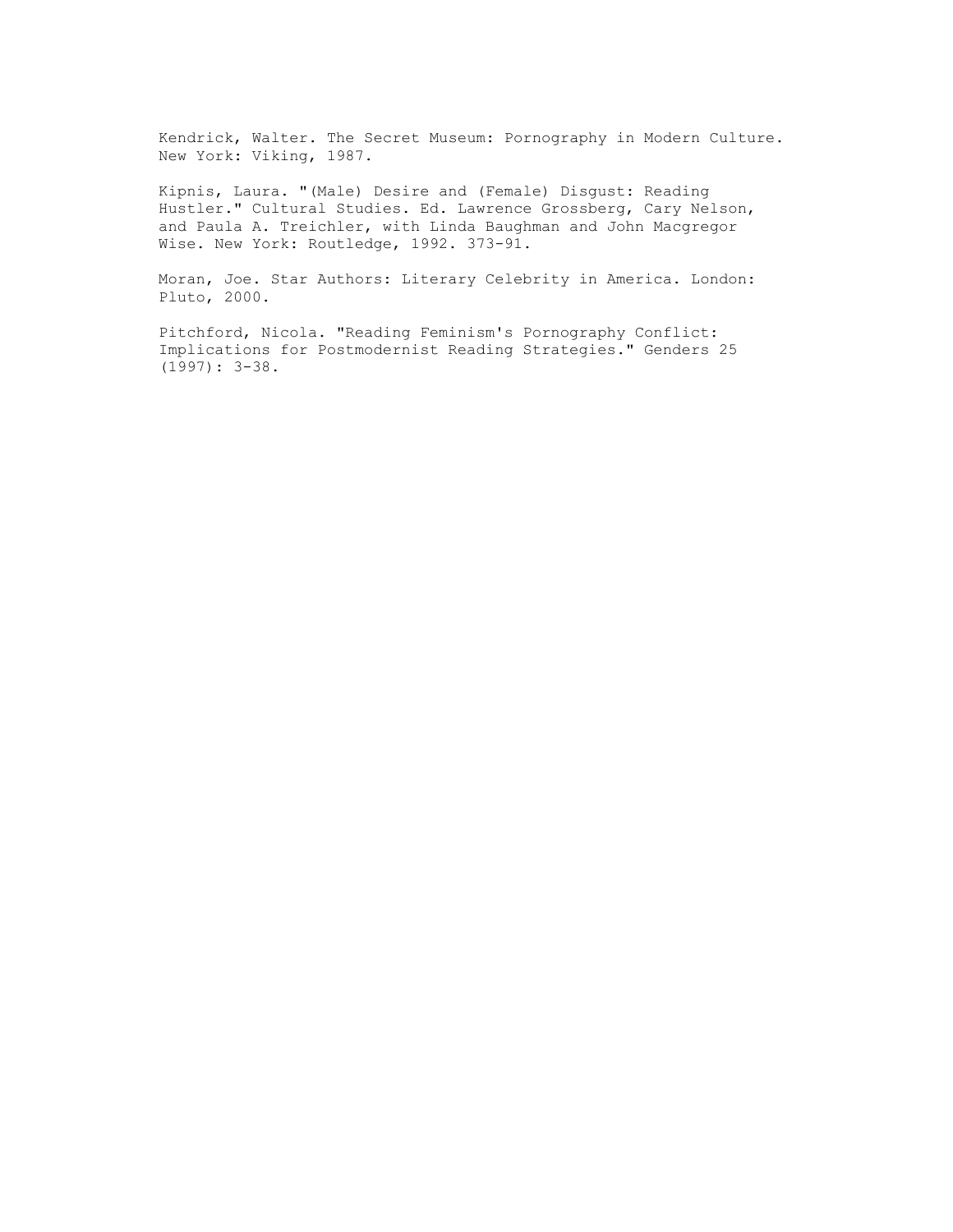Kendrick, Walter. The Secret Museum: Pornography in Modern Culture. New York: Viking, 1987.

Kipnis, Laura. "(Male) Desire and (Female) Disgust: Reading Hustler." Cultural Studies. Ed. Lawrence Grossberg, Cary Nelson, and Paula A. Treichler, with Linda Baughman and John Macgregor Wise. New York: Routledge, 1992. 373-91.

Moran, Joe. Star Authors: Literary Celebrity in America. London: Pluto, 2000.

Pitchford, Nicola. "Reading Feminism's Pornography Conflict: Implications for Postmodernist Reading Strategies." Genders 25 (1997): 3-38.